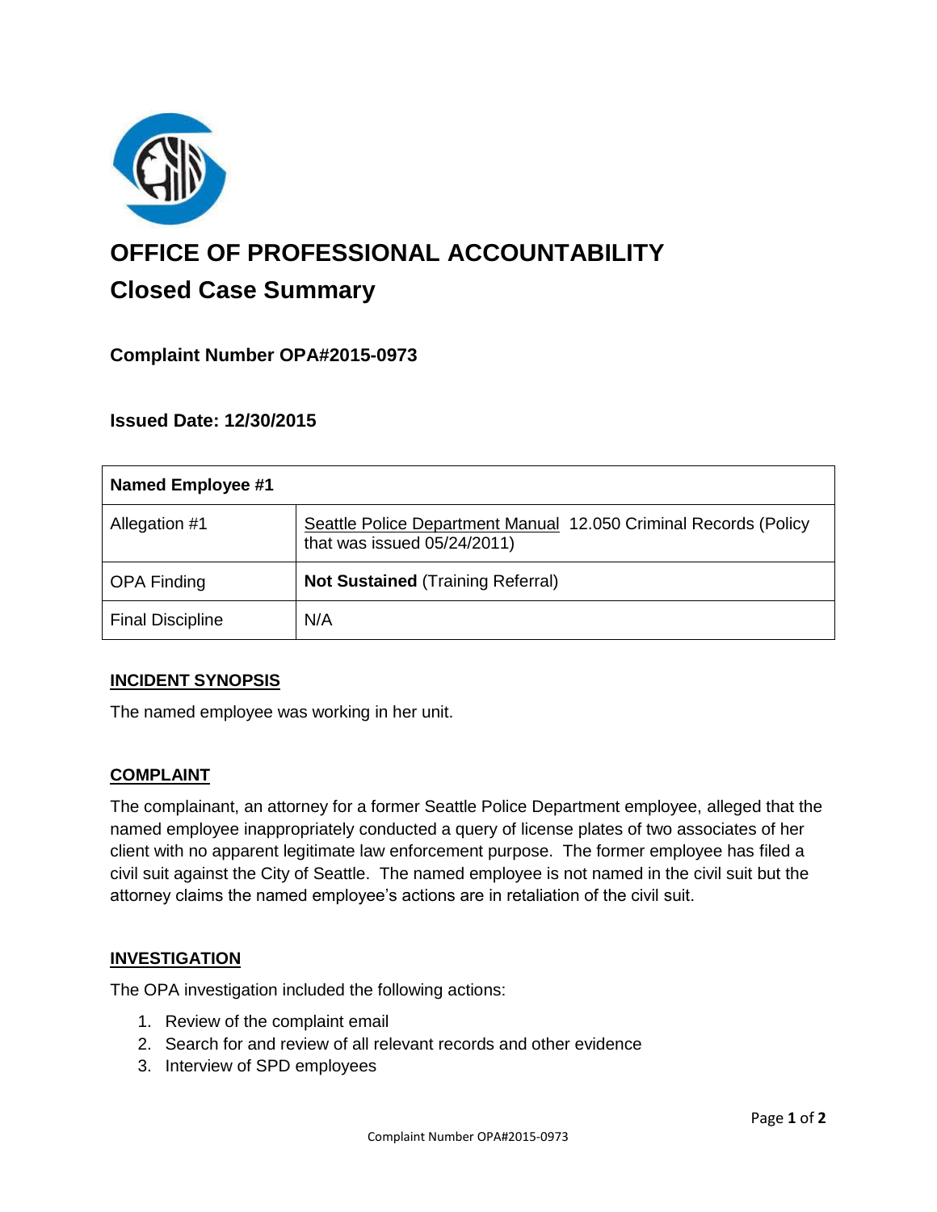# OFFICE OF PROFESSIONAL ACCOUNTABILITY

## Closed Case Summary

### Complaint Number OPA#2015-0973

### Issued Date: 12/30/2015

| Named Employee #1 | |
|---|---|
| Allegation #1 | Seattle Police Department Manual 12.050 Criminal Records (Policy that was issued 05/24/2011) |
| OPA Finding | **Not Sustained** (Training Referral) |
| Final Discipline | N/A |

**INCIDENT SYNOPSIS**

The named employee was working in her unit.

**COMPLAINT**

The complainant, an attorney for a former Seattle Police Department employee, alleged that the named employee inappropriately conducted a query of license plates of two associates of her client with no apparent legitimate law enforcement purpose. The former employee has filed a civil suit against the City of Seattle. The named employee is not named in the civil suit but the attorney claims the named employee's actions are in retaliation of the civil suit.

**INVESTIGATION**

The OPA investigation included the following actions:

1. Review of the complaint email
2. Search for and review of all relevant records and other evidence
3. Interview of SPD employees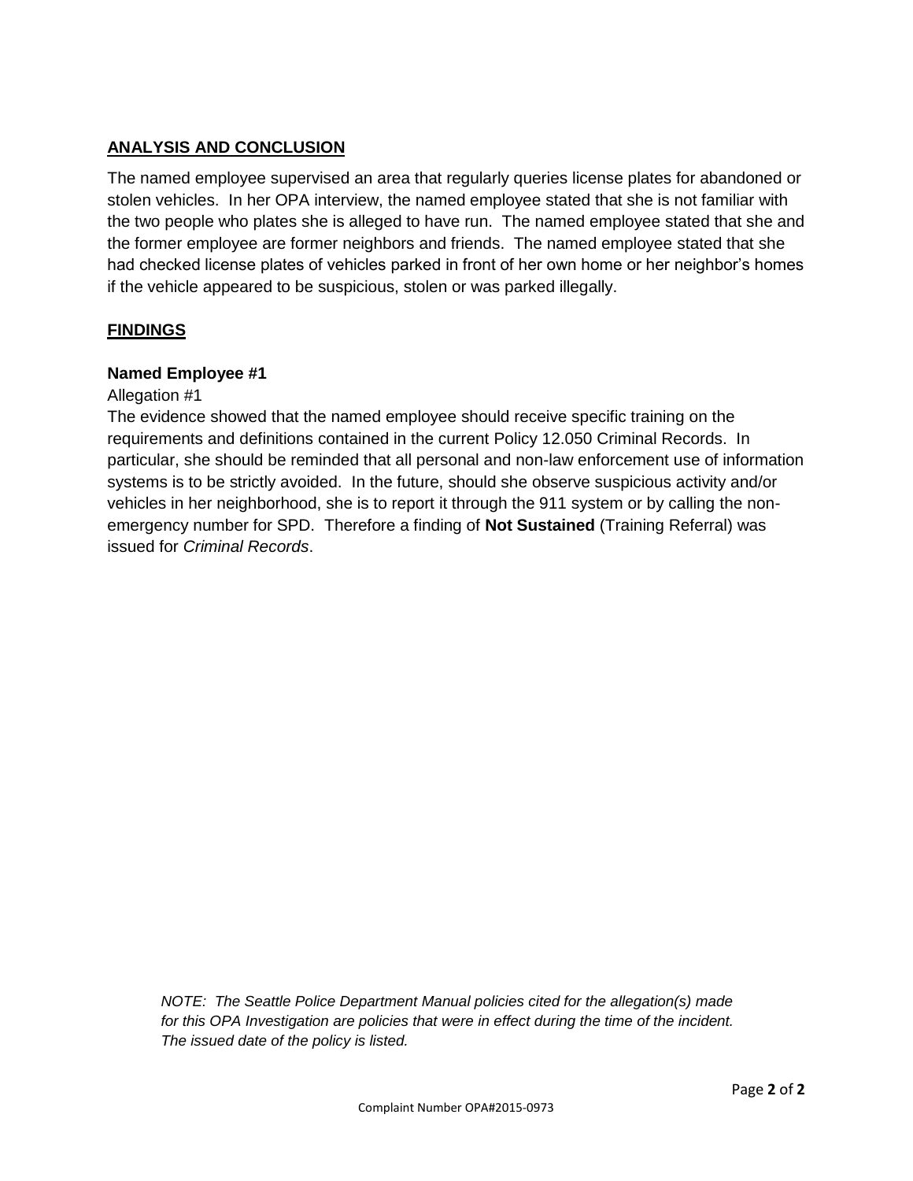## ANALYSIS AND CONCLUSION

The named employee supervised an area that regularly queries license plates for abandoned or stolen vehicles. In her OPA interview, the named employee stated that she is not familiar with the two people who plates she is alleged to have run. The named employee stated that she and the former employee are former neighbors and friends. The named employee stated that she had checked license plates of vehicles parked in front of her own home or her neighbor's homes if the vehicle appeared to be suspicious, stolen or was parked illegally.

## FINDINGS

### Named Employee #1

Allegation #1

The evidence showed that the named employee should receive specific training on the requirements and definitions contained in the current Policy 12.050 Criminal Records. In particular, she should be reminded that all personal and non-law enforcement use of information systems is to be strictly avoided. In the future, should she observe suspicious activity and/or vehicles in her neighborhood, she is to report it through the 911 system or by calling the non-emergency number for SPD. Therefore a finding of **Not Sustained** (Training Referral) was issued for *Criminal Records*.

*NOTE: The Seattle Police Department Manual policies cited for the allegation(s) made for this OPA Investigation are policies that were in effect during the time of the incident. The issued date of the policy is listed.*

Complaint Number OPA#2015-0973